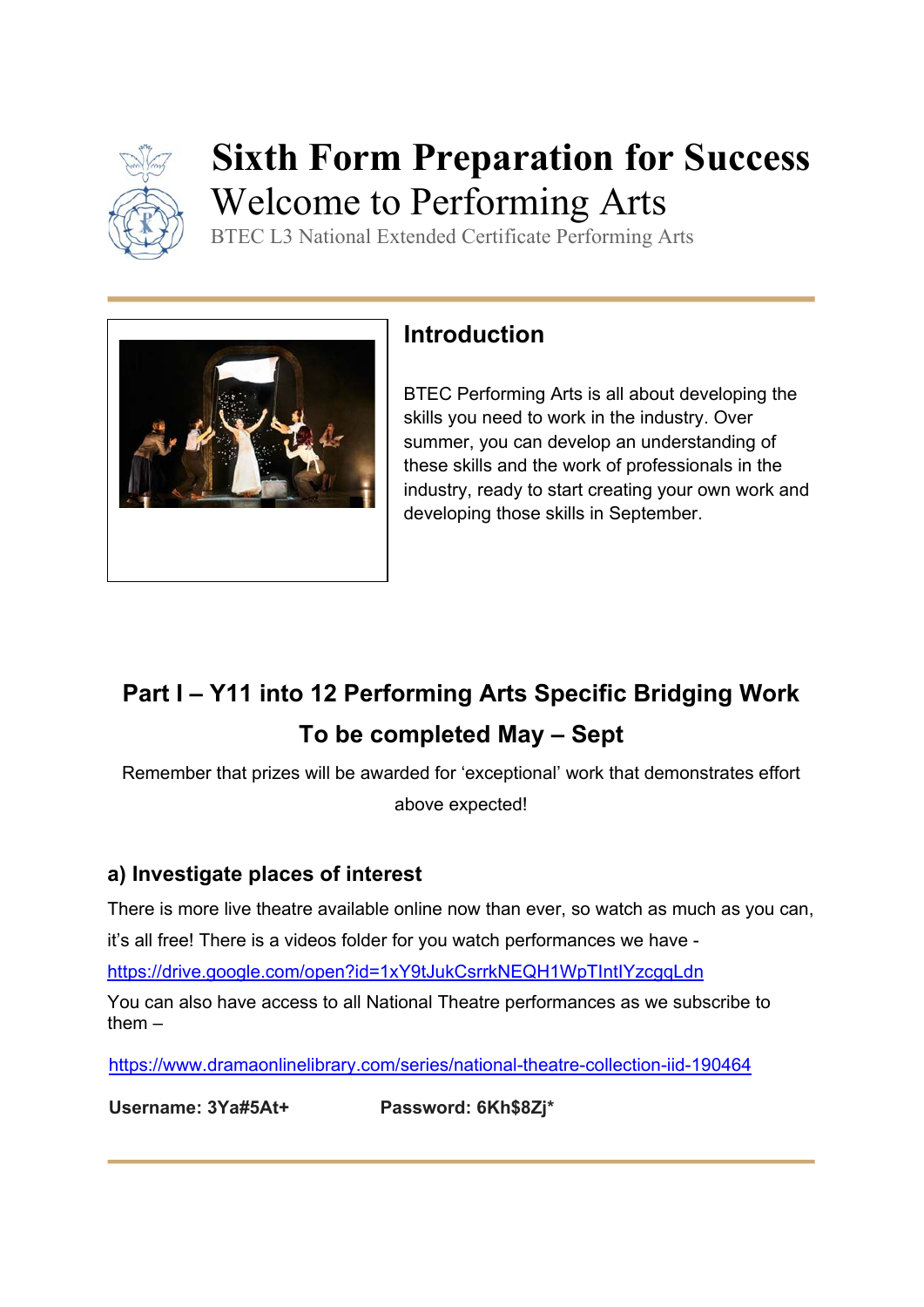# Sixth Form Preparation for Success

## Welcome to Performing Arts

BTEC L3 National Extended Certificate Performing Arts

## Introduction

BTEC Performing Arts is all about developing the skills you need to work in the industry. Over summer, you can develop an understanding of these skills and the work of professionals in the industry, ready to start creating your own work and developing those skills in September.

## Part I – Y11 into 12 Performing Arts Specific Bridging Work

## To be completed May – Sept

Remember that prizes will be awarded for 'exceptional' work that demonstrates effort above expected!

### a) Investigate places of interest

There is more live theatre available online now than ever, so watch as much as you can, it's all free! There is a videos folder for you watch performances we have - https://drive.google.com/open?id=1xY9tJukCsrrkNEQH1WpTIntIYzcgqLdn

You can also have access to all National Theatre performances as we subscribe to them –

https://www.dramaonlinelibrary.com/series/national-theatre-collection-iid-190464

**Username: 3Ya#5At+** **Password: 6Kh$8Zj***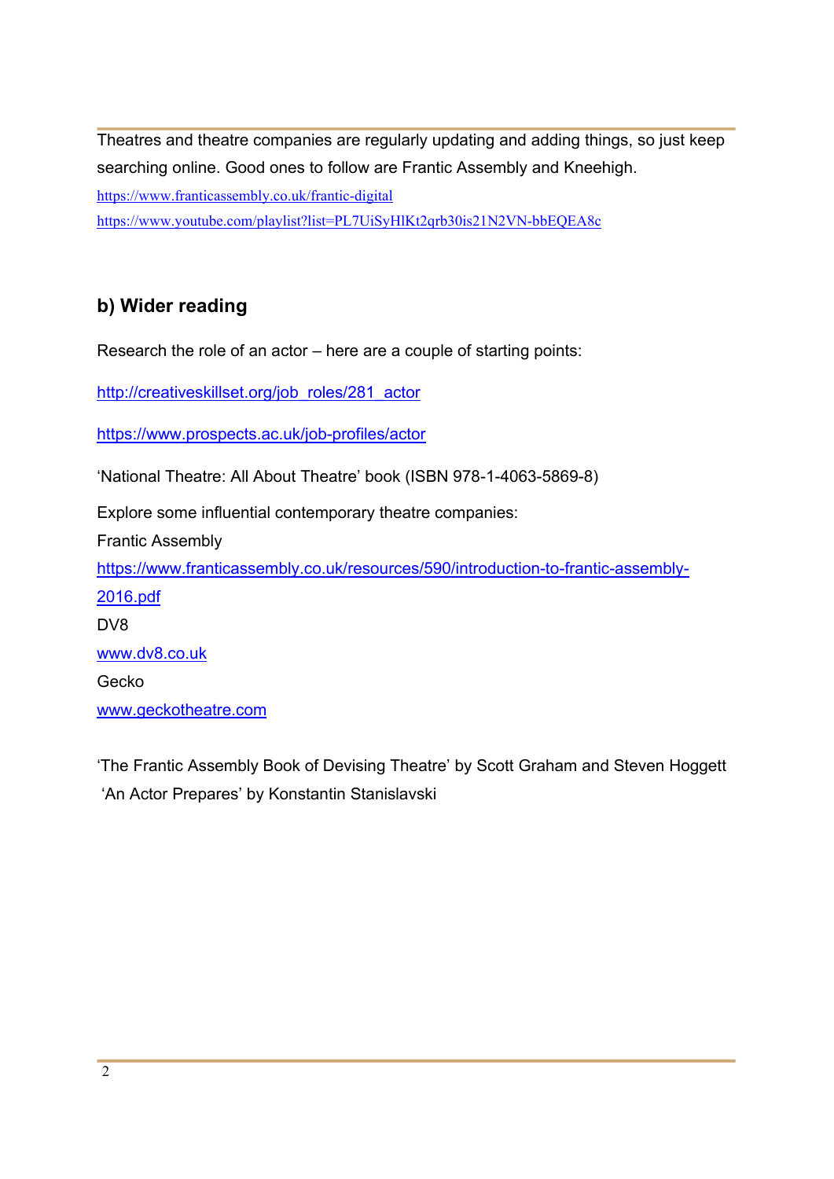Theatres and theatre companies are regularly updating and adding things, so just keep searching online. Good ones to follow are Frantic Assembly and Kneehigh.

https://www.franticassembly.co.uk/frantic-digital

https://www.youtube.com/playlist?list=PL7UiSyHIKt2qrb30is21N2VN-bbEQEA8c

## b) Wider reading

Research the role of an actor – here are a couple of starting points:

http://creativeskillset.org/job_roles/281_actor

https://www.prospects.ac.uk/job-profiles/actor

'National Theatre: All About Theatre' book (ISBN 978-1-4063-5869-8)

Explore some influential contemporary theatre companies:

Frantic Assembly

https://www.franticassembly.co.uk/resources/590/introduction-to-frantic-assembly-2016.pdf

DV8

www.dv8.co.uk

Gecko

www.geckotheatre.com

'The Frantic Assembly Book of Devising Theatre' by Scott Graham and Steven Hoggett

'An Actor Prepares' by Konstantin Stanislavski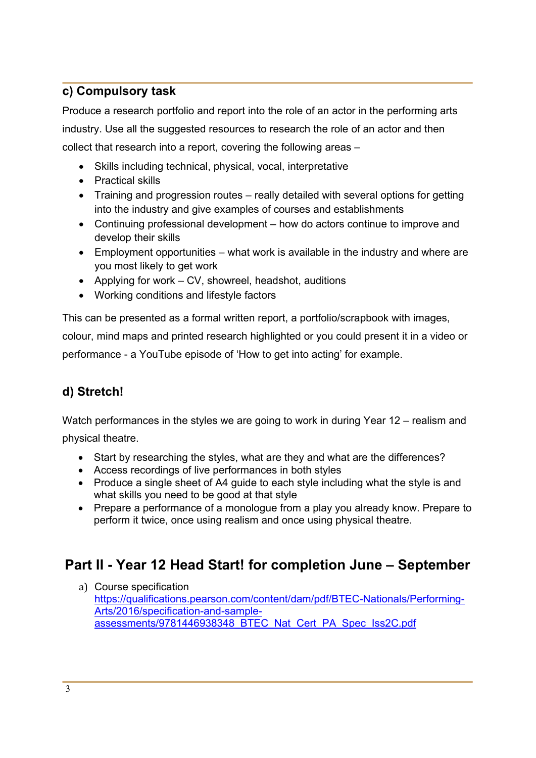## c) Compulsory task

Produce a research portfolio and report into the role of an actor in the performing arts industry. Use all the suggested resources to research the role of an actor and then collect that research into a report, covering the following areas –

- Skills including technical, physical, vocal, interpretative
- Practical skills
- Training and progression routes – really detailed with several options for getting into the industry and give examples of courses and establishments
- Continuing professional development – how do actors continue to improve and develop their skills
- Employment opportunities – what work is available in the industry and where are you most likely to get work
- Applying for work – CV, showreel, headshot, auditions
- Working conditions and lifestyle factors

This can be presented as a formal written report, a portfolio/scrapbook with images, colour, mind maps and printed research highlighted or you could present it in a video or performance - a YouTube episode of 'How to get into acting' for example.

## d) Stretch!

Watch performances in the styles we are going to work in during Year 12 – realism and physical theatre.

- Start by researching the styles, what are they and what are the differences?
- Access recordings of live performances in both styles
- Produce a single sheet of A4 guide to each style including what the style is and what skills you need to be good at that style
- Prepare a performance of a monologue from a play you already know. Prepare to perform it twice, once using realism and once using physical theatre.

# Part II - Year 12 Head Start! for completion June – September

a) Course specification
https://qualifications.pearson.com/content/dam/pdf/BTEC-Nationals/Performing-Arts/2016/specification-and-sample-assessments/9781446938348_BTEC_Nat_Cert_PA_Spec_Iss2C.pdf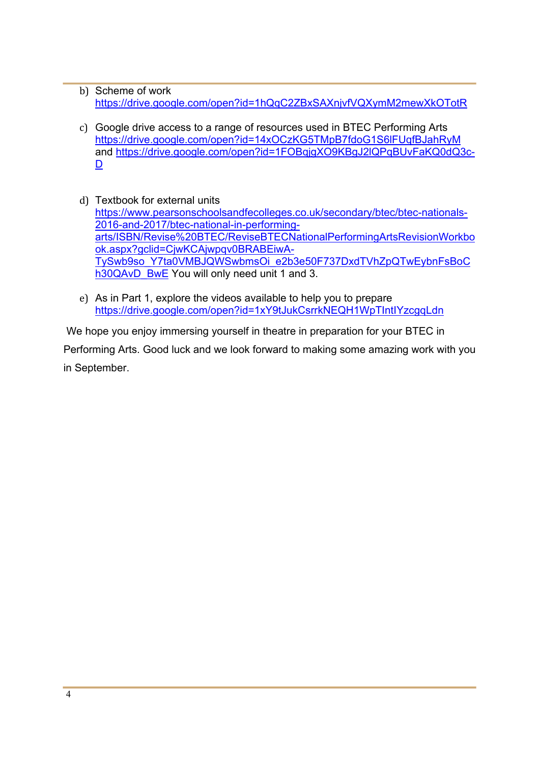b) Scheme of work
   https://drive.google.com/open?id=1hQqC2ZBxSAXnjvfVQXymM2mewXkOTotR

c) Google drive access to a range of resources used in BTEC Performing Arts
   https://drive.google.com/open?id=14xOCzKG5TMpB7fdoG1S6lFUqfBJahRyM and https://drive.google.com/open?id=1FOBqjgXO9KBgJ2lQPqBUvFaKQ0dQ3c-D

d) Textbook for external units
   https://www.pearsonschoolsandfecolleges.co.uk/secondary/btec/btec-nationals-2016-and-2017/btec-national-in-performing-arts/ISBN/Revise%20BTEC/ReviseBTECNationalPerformingArtsRevisionWorkbook.aspx?gclid=CjwKCAjwpqv0BRABEiwA-TySwb9so_Y7ta0VMBJQWSwbmsOi_e2b3e50F737DxdTVhZpQTwEybnFsBoCh30QAvD_BwE You will only need unit 1 and 3.

e) As in Part 1, explore the videos available to help you to prepare
   https://drive.google.com/open?id=1xY9tJukCsrrkNEQH1WpTIntIYzcgqLdn

We hope you enjoy immersing yourself in theatre in preparation for your BTEC in Performing Arts. Good luck and we look forward to making some amazing work with you in September.